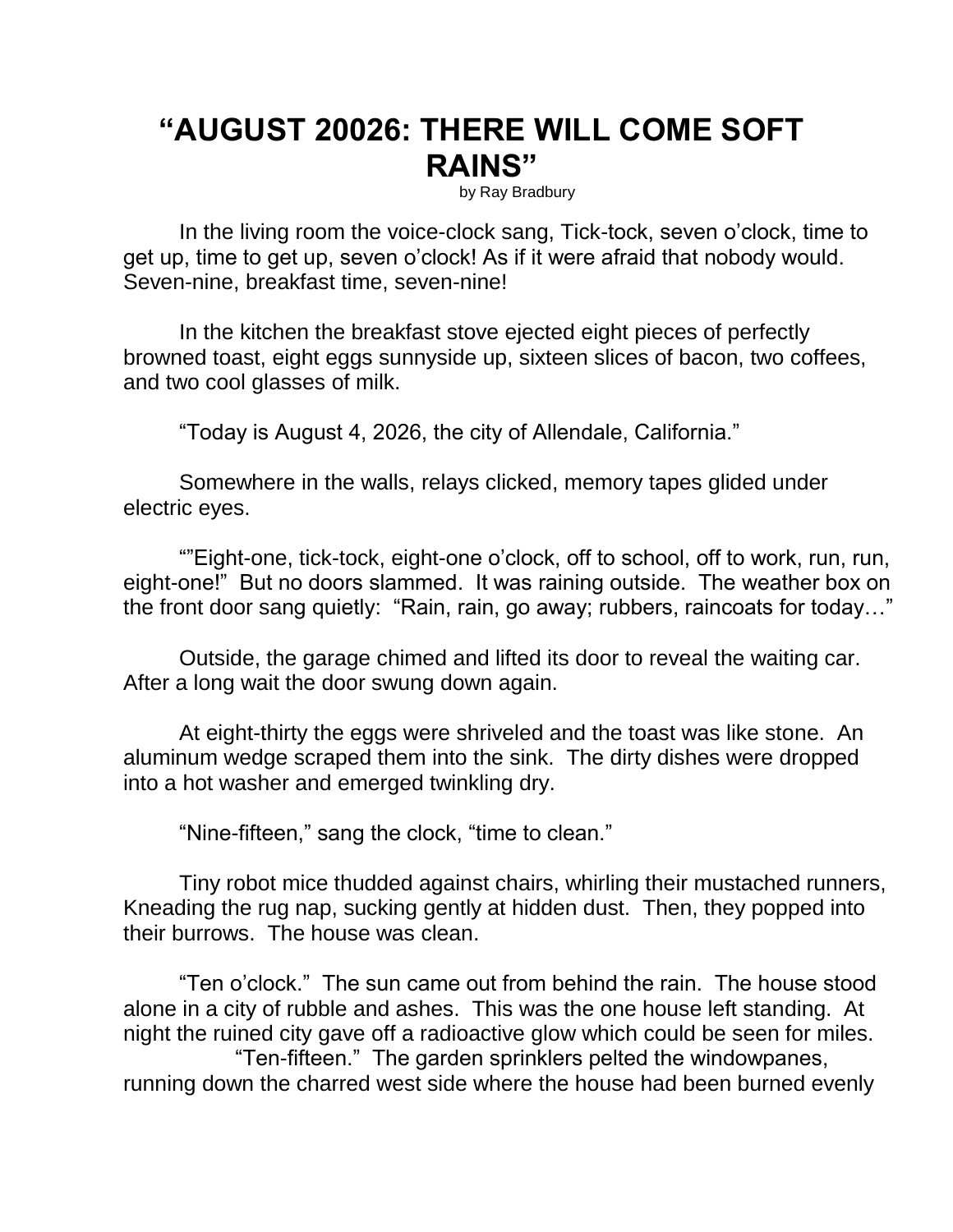# "AUGUST 20026: THERE WILL COME SOFT RAINS"

by Ray Bradbury

In the living room the voice-clock sang, Tick-tock, seven o'clock, time to get up, time to get up, seven o'clock! As if it were afraid that nobody would. Seven-nine, breakfast time, seven-nine!

In the kitchen the breakfast stove ejected eight pieces of perfectly browned toast, eight eggs sunnyside up, sixteen slices of bacon, two coffees, and two cool glasses of milk.

"Today is August 4, 2026, the city of Allendale, California."

Somewhere in the walls, relays clicked, memory tapes glided under electric eyes.

""Eight-one, tick-tock, eight-one o'clock, off to school, off to work, run, run, eight-one!" But no doors slammed. It was raining outside. The weather box on the front door sang quietly: "Rain, rain, go away; rubbers, raincoats for today…"

Outside, the garage chimed and lifted its door to reveal the waiting car. After a long wait the door swung down again.

At eight-thirty the eggs were shriveled and the toast was like stone. An aluminum wedge scraped them into the sink. The dirty dishes were dropped into a hot washer and emerged twinkling dry.

"Nine-fifteen," sang the clock, "time to clean."

Tiny robot mice thudded against chairs, whirling their mustached runners, Kneading the rug nap, sucking gently at hidden dust. Then, they popped into their burrows. The house was clean.

"Ten o'clock." The sun came out from behind the rain. The house stood alone in a city of rubble and ashes. This was the one house left standing. At night the ruined city gave off a radioactive glow which could be seen for miles.

"Ten-fifteen." The garden sprinklers pelted the windowpanes, running down the charred west side where the house had been burned evenly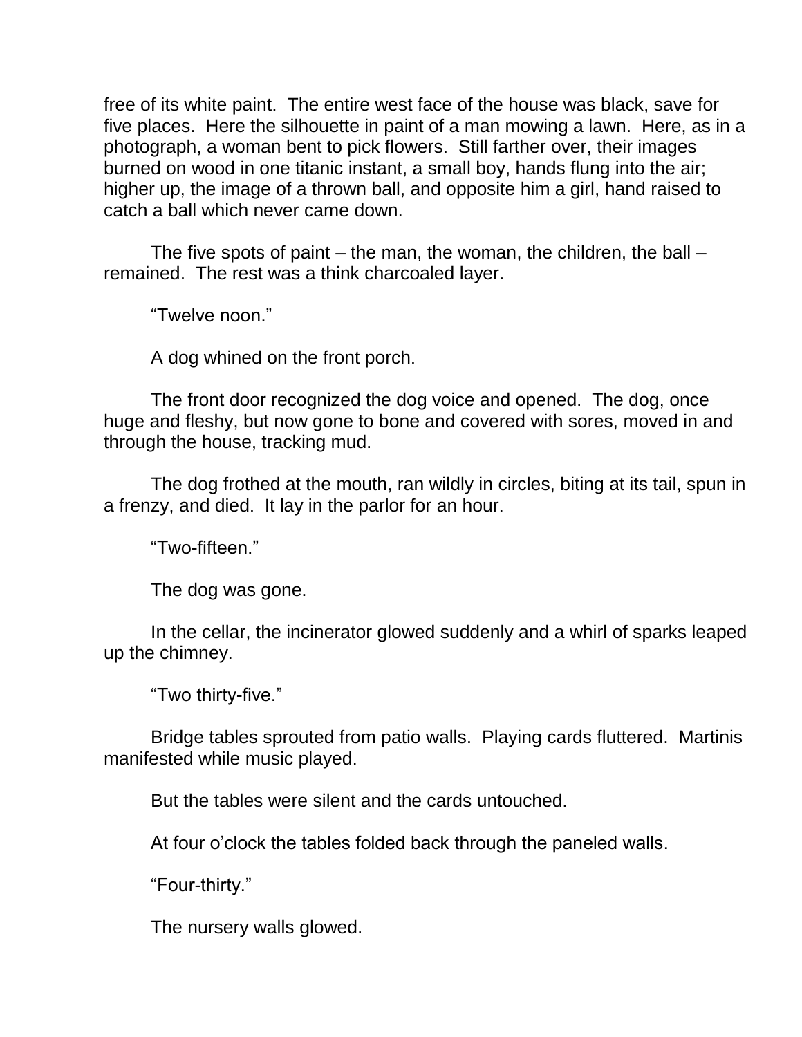free of its white paint. The entire west face of the house was black, save for five places. Here the silhouette in paint of a man mowing a lawn. Here, as in a photograph, a woman bent to pick flowers. Still farther over, their images burned on wood in one titanic instant, a small boy, hands flung into the air; higher up, the image of a thrown ball, and opposite him a girl, hand raised to catch a ball which never came down.

The five spots of paint – the man, the woman, the children, the ball – remained. The rest was a think charcoaled layer.

"Twelve noon."

A dog whined on the front porch.

The front door recognized the dog voice and opened. The dog, once huge and fleshy, but now gone to bone and covered with sores, moved in and through the house, tracking mud.

The dog frothed at the mouth, ran wildly in circles, biting at its tail, spun in a frenzy, and died. It lay in the parlor for an hour.

"Two-fifteen."

The dog was gone.

In the cellar, the incinerator glowed suddenly and a whirl of sparks leaped up the chimney.

"Two thirty-five."

Bridge tables sprouted from patio walls. Playing cards fluttered. Martinis manifested while music played.

But the tables were silent and the cards untouched.

At four o'clock the tables folded back through the paneled walls.

"Four-thirty."

The nursery walls glowed.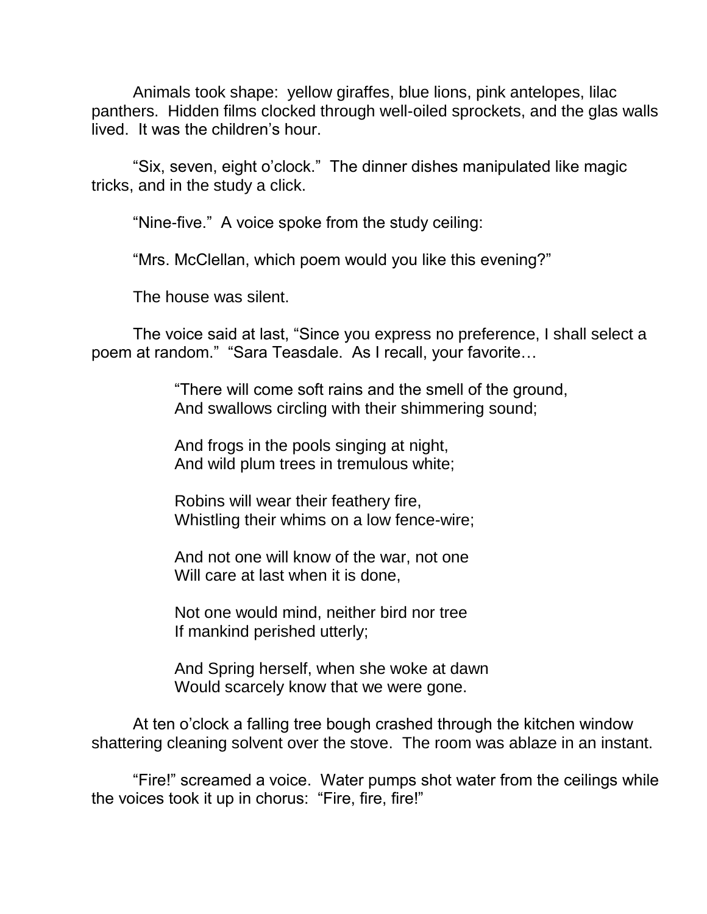Animals took shape: yellow giraffes, blue lions, pink antelopes, lilac panthers. Hidden films clocked through well-oiled sprockets, and the glas walls lived. It was the children's hour.

"Six, seven, eight o'clock." The dinner dishes manipulated like magic tricks, and in the study a click.

"Nine-five." A voice spoke from the study ceiling:

"Mrs. McClellan, which poem would you like this evening?"

The house was silent.

The voice said at last, "Since you express no preference, I shall select a poem at random." "Sara Teasdale. As I recall, your favorite…

> "There will come soft rains and the smell of the ground,
> And swallows circling with their shimmering sound;
>
> And frogs in the pools singing at night,
> And wild plum trees in tremulous white;
>
> Robins will wear their feathery fire,
> Whistling their whims on a low fence-wire;
>
> And not one will know of the war, not one
> Will care at last when it is done,
>
> Not one would mind, neither bird nor tree
> If mankind perished utterly;
>
> And Spring herself, when she woke at dawn
> Would scarcely know that we were gone.

At ten o'clock a falling tree bough crashed through the kitchen window shattering cleaning solvent over the stove. The room was ablaze in an instant.

"Fire!" screamed a voice. Water pumps shot water from the ceilings while the voices took it up in chorus: "Fire, fire, fire!"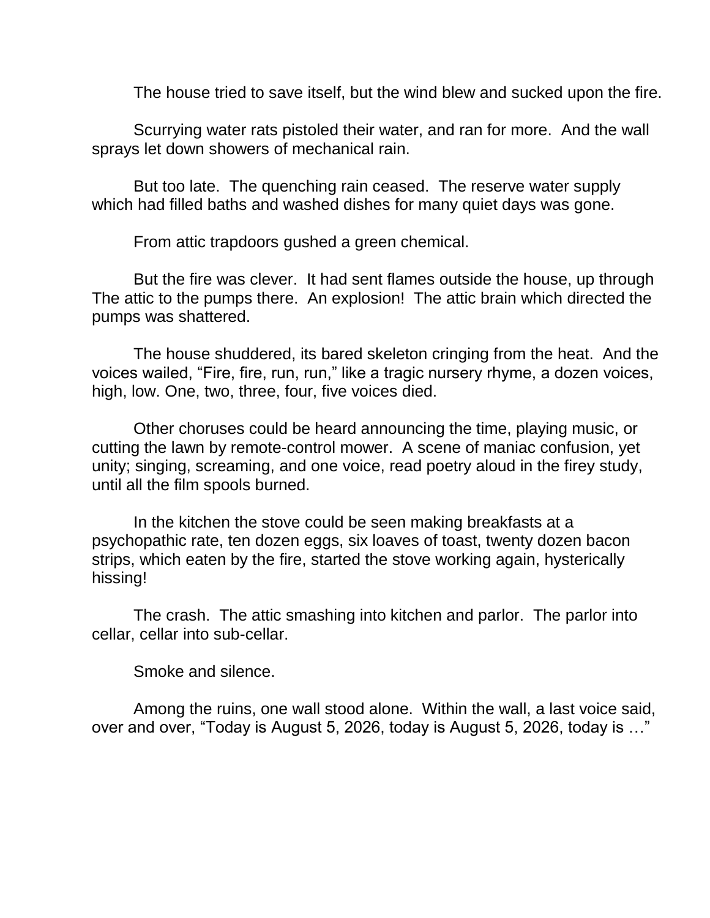The house tried to save itself, but the wind blew and sucked upon the fire.

Scurrying water rats pistoled their water, and ran for more. And the wall sprays let down showers of mechanical rain.

But too late. The quenching rain ceased. The reserve water supply which had filled baths and washed dishes for many quiet days was gone.

From attic trapdoors gushed a green chemical.

But the fire was clever. It had sent flames outside the house, up through The attic to the pumps there. An explosion! The attic brain which directed the pumps was shattered.

The house shuddered, its bared skeleton cringing from the heat. And the voices wailed, "Fire, fire, run, run," like a tragic nursery rhyme, a dozen voices, high, low. One, two, three, four, five voices died.

Other choruses could be heard announcing the time, playing music, or cutting the lawn by remote-control mower. A scene of maniac confusion, yet unity; singing, screaming, and one voice, read poetry aloud in the firey study, until all the film spools burned.

In the kitchen the stove could be seen making breakfasts at a psychopathic rate, ten dozen eggs, six loaves of toast, twenty dozen bacon strips, which eaten by the fire, started the stove working again, hysterically hissing!

The crash. The attic smashing into kitchen and parlor. The parlor into cellar, cellar into sub-cellar.

Smoke and silence.

Among the ruins, one wall stood alone. Within the wall, a last voice said, over and over, "Today is August 5, 2026, today is August 5, 2026, today is …"